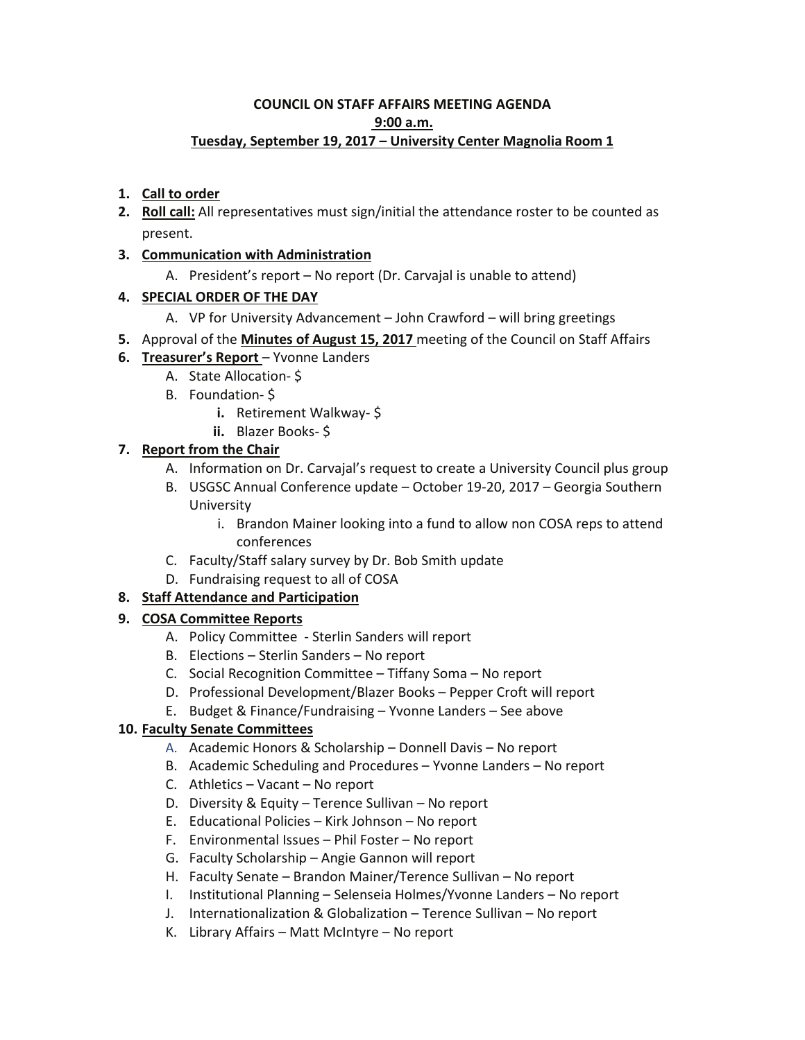**COUNCIL ON STAFF AFFAIRS MEETING AGENDA**

**9:00 a.m.**

**Tuesday, September 19, 2017 – University Center Magnolia Room 1**

1. **Call to order**
2. **Roll call:** All representatives must sign/initial the attendance roster to be counted as present.
3. **Communication with Administration**
   - A. President's report – No report (Dr. Carvajal is unable to attend)
4. **SPECIAL ORDER OF THE DAY**
   - A. VP for University Advancement – John Crawford – will bring greetings
5. Approval of the **Minutes of August 15, 2017** meeting of the Council on Staff Affairs
6. **Treasurer's Report** – Yvonne Landers
   - A. State Allocation- $
   - B. Foundation- $
     - **i.** Retirement Walkway- $
     - **ii.** Blazer Books- $
7. **Report from the Chair**
   - A. Information on Dr. Carvajal's request to create a University Council plus group
   - B. USGSC Annual Conference update – October 19-20, 2017 – Georgia Southern University
     - i. Brandon Mainer looking into a fund to allow non COSA reps to attend conferences
   - C. Faculty/Staff salary survey by Dr. Bob Smith update
   - D. Fundraising request to all of COSA
8. **Staff Attendance and Participation**
9. **COSA Committee Reports**
   - A. Policy Committee - Sterlin Sanders will report
   - B. Elections – Sterlin Sanders – No report
   - C. Social Recognition Committee – Tiffany Soma – No report
   - D. Professional Development/Blazer Books – Pepper Croft will report
   - E. Budget & Finance/Fundraising – Yvonne Landers – See above
10. **Faculty Senate Committees**
    - A. Academic Honors & Scholarship – Donnell Davis – No report
    - B. Academic Scheduling and Procedures – Yvonne Landers – No report
    - C. Athletics – Vacant – No report
    - D. Diversity & Equity – Terence Sullivan – No report
    - E. Educational Policies – Kirk Johnson – No report
    - F. Environmental Issues – Phil Foster – No report
    - G. Faculty Scholarship – Angie Gannon will report
    - H. Faculty Senate – Brandon Mainer/Terence Sullivan – No report
    - I. Institutional Planning – Selenseia Holmes/Yvonne Landers – No report
    - J. Internationalization & Globalization – Terence Sullivan – No report
    - K. Library Affairs – Matt McIntyre – No report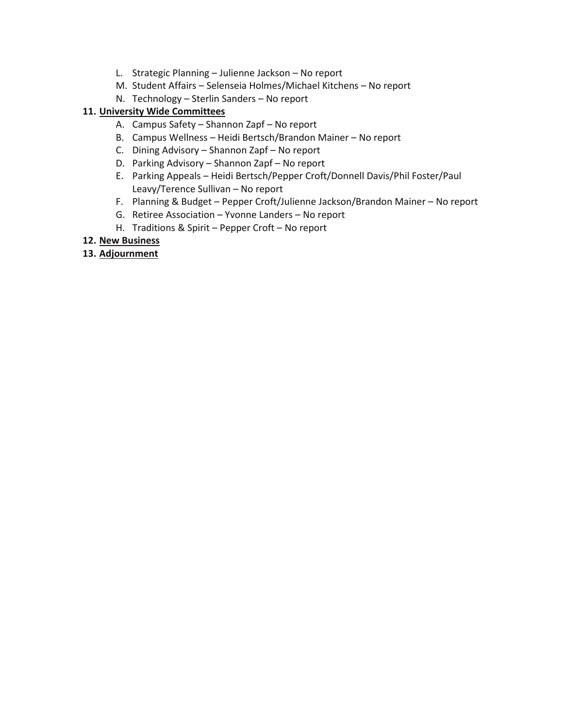L. Strategic Planning – Julienne Jackson – No report
M. Student Affairs – Selenseia Holmes/Michael Kitchens – No report
N. Technology – Sterlin Sanders – No report

**11. <u>University Wide Committees</u>**

A. Campus Safety – Shannon Zapf – No report
B. Campus Wellness – Heidi Bertsch/Brandon Mainer – No report
C. Dining Advisory – Shannon Zapf – No report
D. Parking Advisory – Shannon Zapf – No report
E. Parking Appeals – Heidi Bertsch/Pepper Croft/Donnell Davis/Phil Foster/Paul Leavy/Terence Sullivan – No report
F. Planning & Budget – Pepper Croft/Julienne Jackson/Brandon Mainer – No report
G. Retiree Association – Yvonne Landers – No report
H. Traditions & Spirit – Pepper Croft – No report

**12. <u>New Business</u>**

**13. <u>Adjournment</u>**